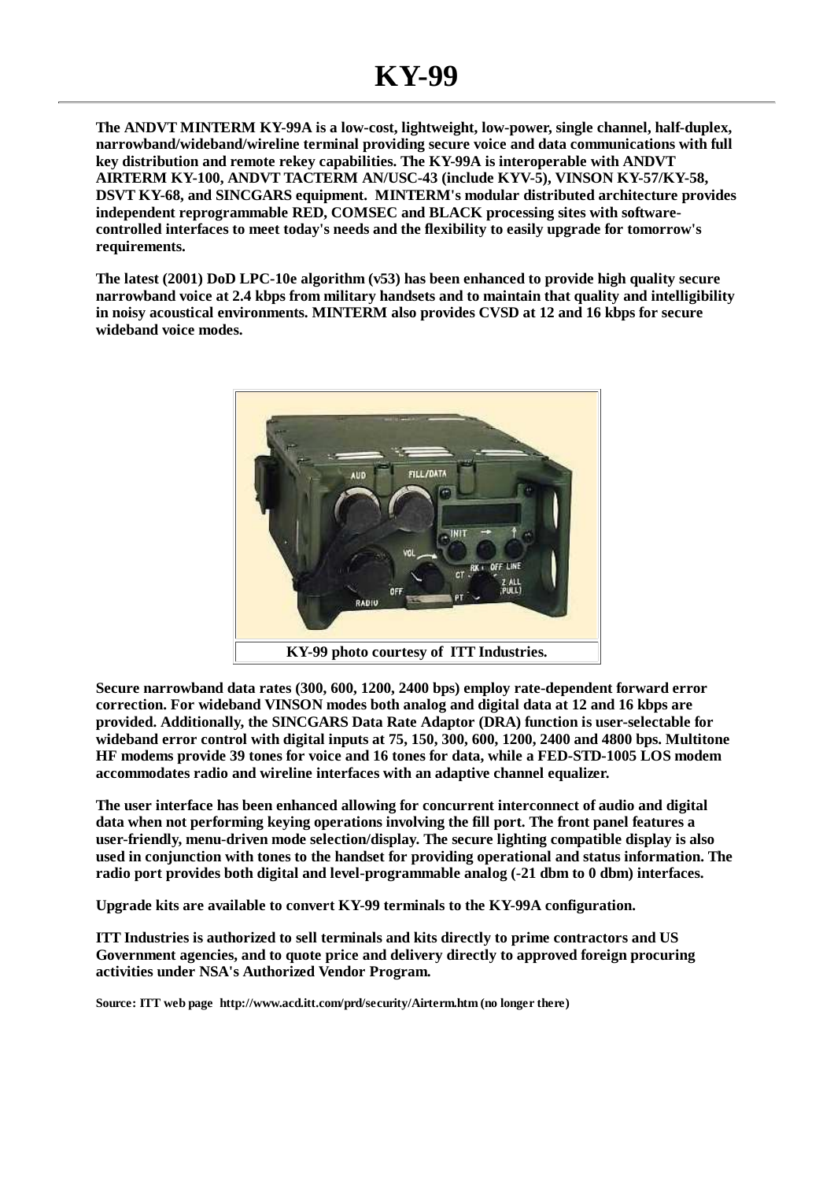# KY-99

**The ANDVT MINTERM KY-99A is a low-cost, lightweight, low-power, single channel, half-duplex, narrowband/wideband/wireline terminal providing secure voice and data communications with full key distribution and remote rekey capabilities. The KY-99A is interoperable with ANDVT AIRTERM KY-100, ANDVT TACTERM AN/USC-43 (include KYV-5), VINSON KY-57/KY-58, DSVT KY-68, and SINCGARS equipment. MINTERM's modular distributed architecture provides independent reprogrammable RED, COMSEC and BLACK processing sites with software-controlled interfaces to meet today's needs and the flexibility to easily upgrade for tomorrow's requirements.**

**The latest (2001) DoD LPC-10e algorithm (v53) has been enhanced to provide high quality secure narrowband voice at 2.4 kbps from military handsets and to maintain that quality and intelligibility in noisy acoustical environments. MINTERM also provides CVSD at 12 and 16 kbps for secure wideband voice modes.**

**KY-99 photo courtesy of ITT Industries.**

**Secure narrowband data rates (300, 600, 1200, 2400 bps) employ rate-dependent forward error correction. For wideband VINSON modes both analog and digital data at 12 and 16 kbps are provided. Additionally, the SINCGARS Data Rate Adaptor (DRA) function is user-selectable for wideband error control with digital inputs at 75, 150, 300, 600, 1200, 2400 and 4800 bps. Multitone HF modems provide 39 tones for voice and 16 tones for data, while a FED-STD-1005 LOS modem accommodates radio and wireline interfaces with an adaptive channel equalizer.**

**The user interface has been enhanced allowing for concurrent interconnect of audio and digital data when not performing keying operations involving the fill port. The front panel features a user-friendly, menu-driven mode selection/display. The secure lighting compatible display is also used in conjunction with tones to the handset for providing operational and status information. The radio port provides both digital and level-programmable analog (-21 dbm to 0 dbm) interfaces.**

**Upgrade kits are available to convert KY-99 terminals to the KY-99A configuration.**

**ITT Industries is authorized to sell terminals and kits directly to prime contractors and US Government agencies, and to quote price and delivery directly to approved foreign procuring activities under NSA's Authorized Vendor Program.**

**Source: ITT web page http://www.acd.itt.com/prd/security/Airterm.htm (no longer there)**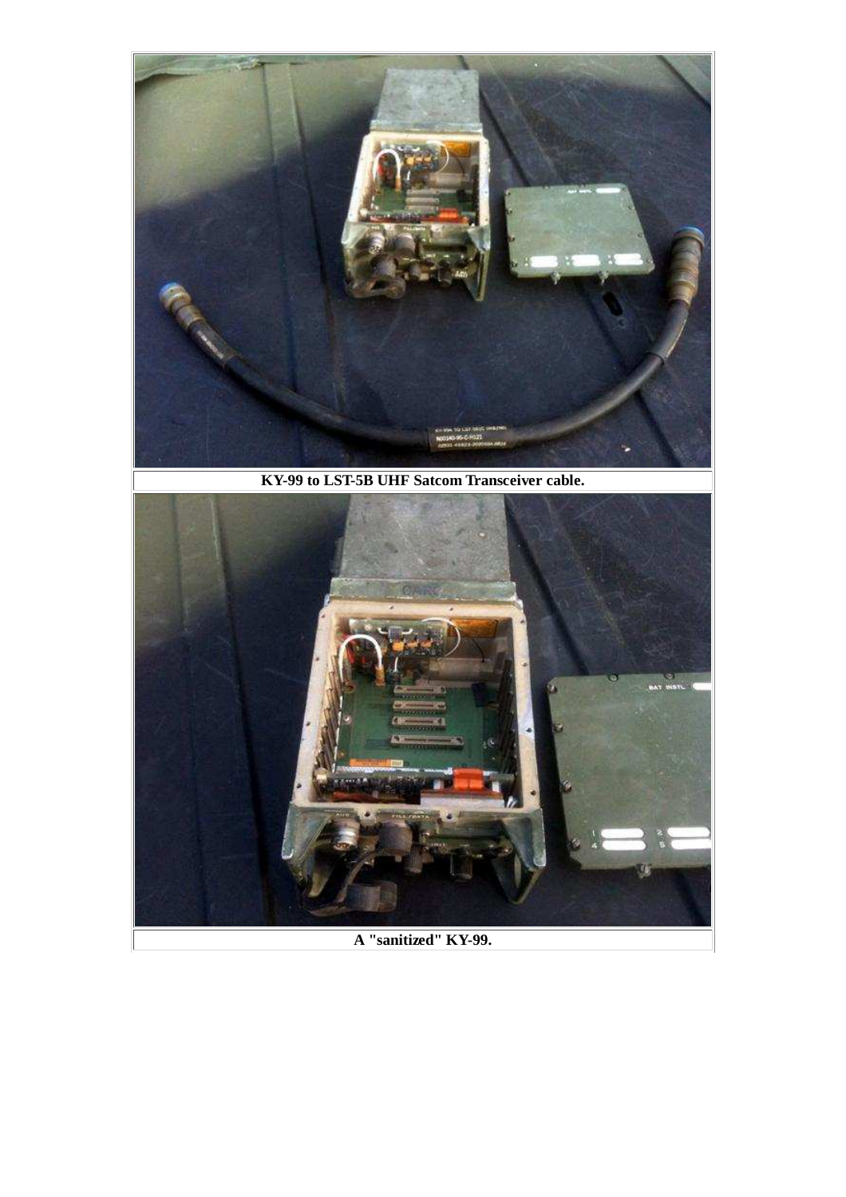**KY-99 to LST-5B UHF Satcom Transceiver cable.**

**A "sanitized" KY-99.**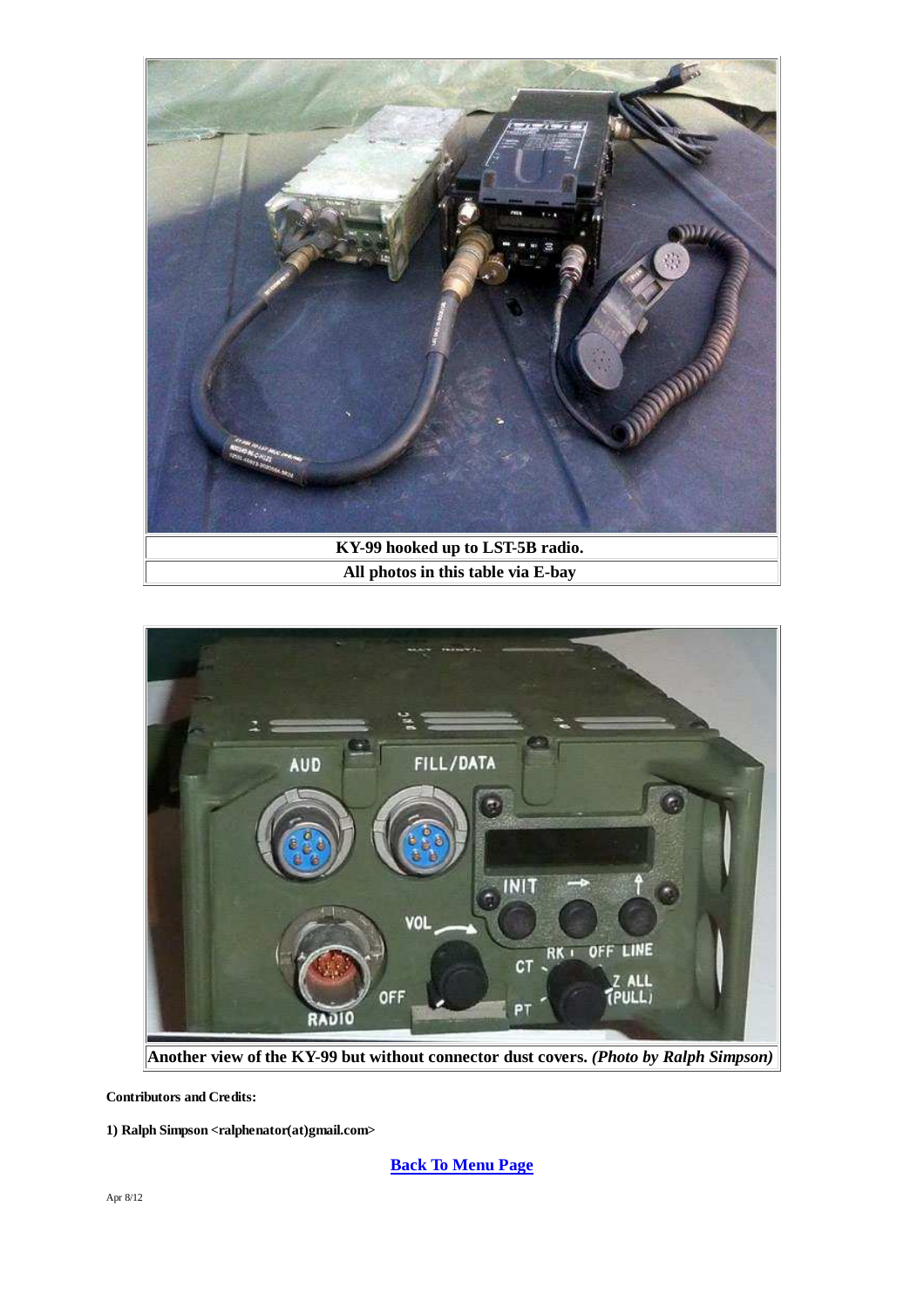KY-99 hooked up to LST-5B radio.

All photos in this table via E-bay

Another view of the KY-99 but without connector dust covers. *(Photo by Ralph Simpson)*

**Contributors and Credits:**

**1) Ralph Simpson <ralphenator(at)gmail.com>**

**[Back To Menu Page]**

Apr 8/12